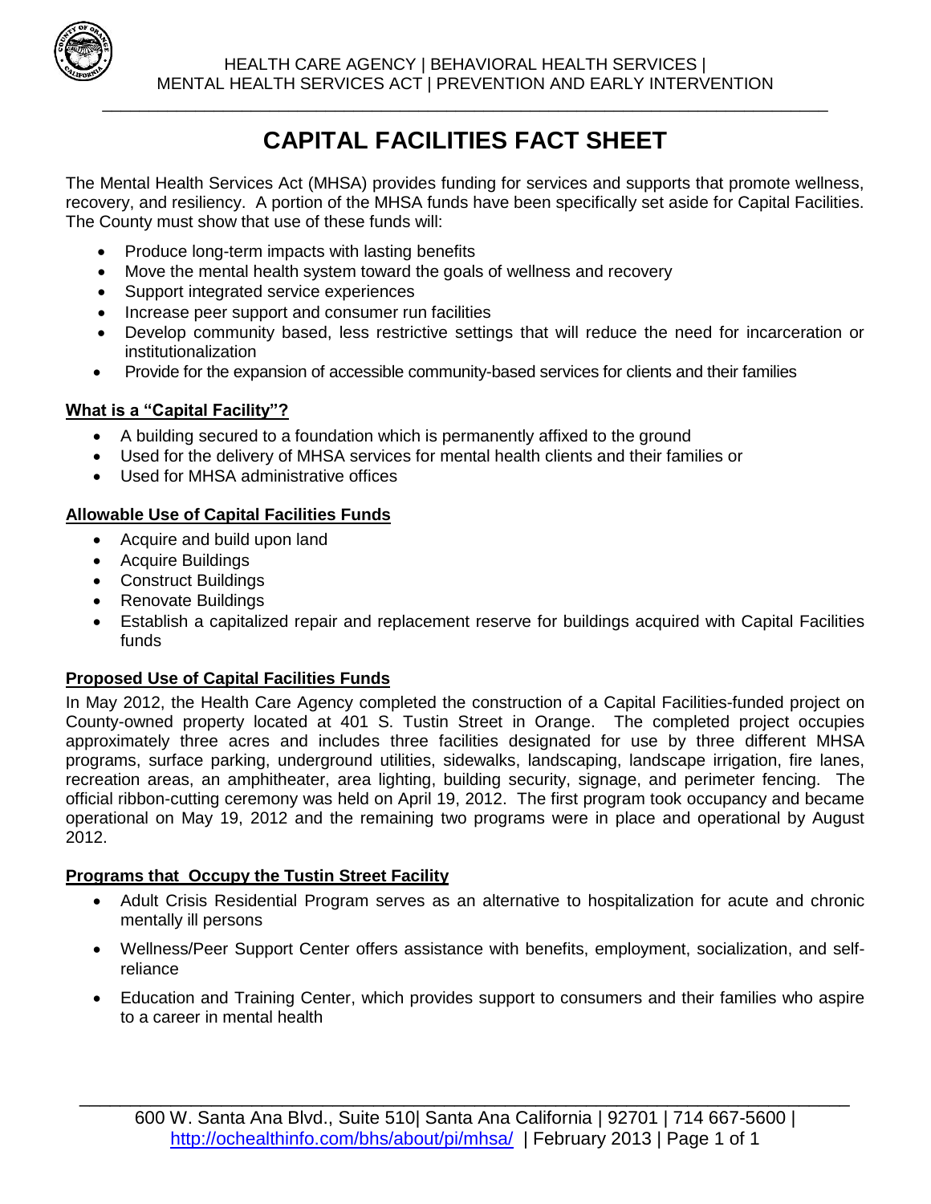HEALTH CARE AGENCY | BEHAVIORAL HEALTH SERVICES |
MENTAL HEALTH SERVICES ACT | PREVENTION AND EARLY INTERVENTION

# CAPITAL FACILITIES FACT SHEET

The Mental Health Services Act (MHSA) provides funding for services and supports that promote wellness, recovery, and resiliency. A portion of the MHSA funds have been specifically set aside for Capital Facilities. The County must show that use of these funds will:

- Produce long-term impacts with lasting benefits
- Move the mental health system toward the goals of wellness and recovery
- Support integrated service experiences
- Increase peer support and consumer run facilities
- Develop community based, less restrictive settings that will reduce the need for incarceration or institutionalization
- Provide for the expansion of accessible community-based services for clients and their families

## What is a "Capital Facility"?

- A building secured to a foundation which is permanently affixed to the ground
- Used for the delivery of MHSA services for mental health clients and their families or
- Used for MHSA administrative offices

## Allowable Use of Capital Facilities Funds

- Acquire and build upon land
- Acquire Buildings
- Construct Buildings
- Renovate Buildings
- Establish a capitalized repair and replacement reserve for buildings acquired with Capital Facilities funds

## Proposed Use of Capital Facilities Funds

In May 2012, the Health Care Agency completed the construction of a Capital Facilities-funded project on County-owned property located at 401 S. Tustin Street in Orange. The completed project occupies approximately three acres and includes three facilities designated for use by three different MHSA programs, surface parking, underground utilities, sidewalks, landscaping, landscape irrigation, fire lanes, recreation areas, an amphitheater, area lighting, building security, signage, and perimeter fencing. The official ribbon-cutting ceremony was held on April 19, 2012. The first program took occupancy and became operational on May 19, 2012 and the remaining two programs were in place and operational by August 2012.

## Programs that Occupy the Tustin Street Facility

- Adult Crisis Residential Program serves as an alternative to hospitalization for acute and chronic mentally ill persons
- Wellness/Peer Support Center offers assistance with benefits, employment, socialization, and self-reliance
- Education and Training Center, which provides support to consumers and their families who aspire to a career in mental health

600 W. Santa Ana Blvd., Suite 510| Santa Ana California | 92701 | 714 667-5600 | http://ochealthinfo.com/bhs/about/pi/mhsa/ | February 2013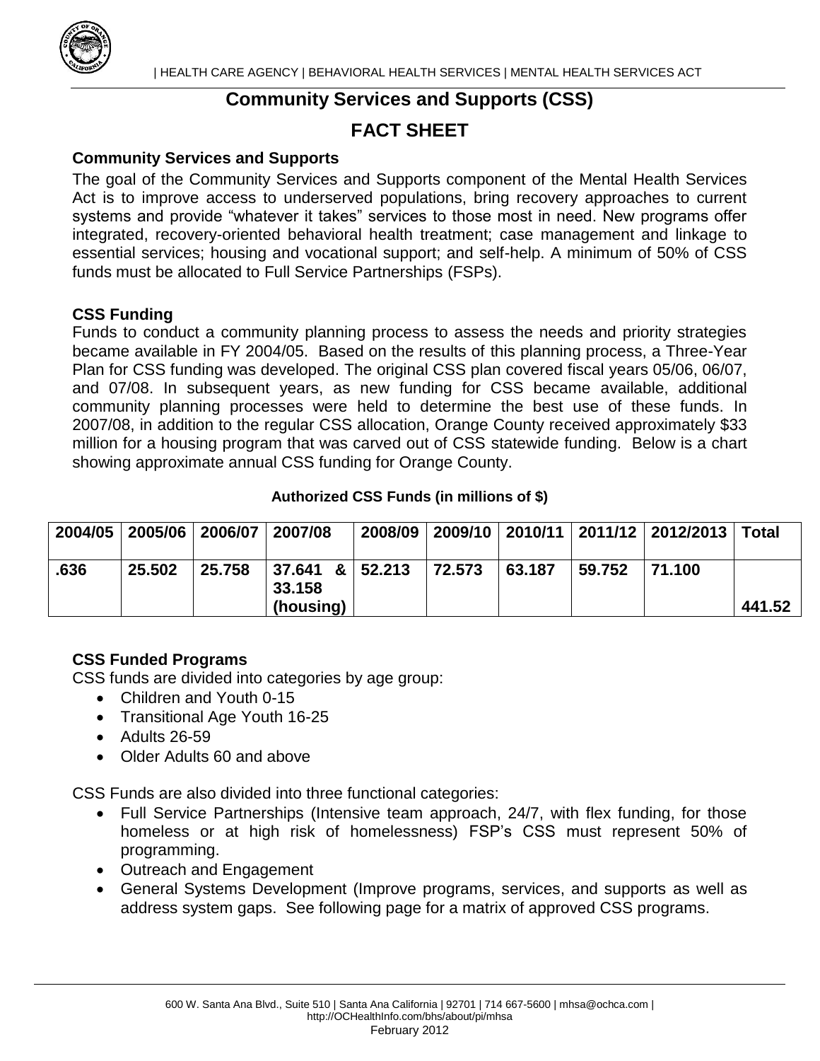# Community Services and Supports (CSS)

# FACT SHEET

### Community Services and Supports

The goal of the Community Services and Supports component of the Mental Health Services Act is to improve access to underserved populations, bring recovery approaches to current systems and provide "whatever it takes" services to those most in need. New programs offer integrated, recovery-oriented behavioral health treatment; case management and linkage to essential services; housing and vocational support; and self-help. A minimum of 50% of CSS funds must be allocated to Full Service Partnerships (FSPs).

### CSS Funding

Funds to conduct a community planning process to assess the needs and priority strategies became available in FY 2004/05. Based on the results of this planning process, a Three-Year Plan for CSS funding was developed. The original CSS plan covered fiscal years 05/06, 06/07, and 07/08. In subsequent years, as new funding for CSS became available, additional community planning processes were held to determine the best use of these funds. In 2007/08, in addition to the regular CSS allocation, Orange County received approximately $33 million for a housing program that was carved out of CSS statewide funding. Below is a chart showing approximate annual CSS funding for Orange County.

**Authorized CSS Funds (in millions of $)**

| 2004/05 | 2005/06 | 2006/07 | 2007/08 | 2008/09 | 2009/10 | 2010/11 | 2011/12 | 2012/2013 | Total |
|---|---|---|---|---|---|---|---|---|---|
| .636 | 25.502 | 25.758 | 37.641 & 33.158 (housing) | 52.213 | 72.573 | 63.187 | 59.752 | 71.100 | 441.52 |

### CSS Funded Programs

CSS funds are divided into categories by age group:

- Children and Youth 0-15
- Transitional Age Youth 16-25
- Adults 26-59
- Older Adults 60 and above

CSS Funds are also divided into three functional categories:

- Full Service Partnerships (Intensive team approach, 24/7, with flex funding, for those homeless or at high risk of homelessness) FSP's CSS must represent 50% of programming.
- Outreach and Engagement
- General Systems Development (Improve programs, services, and supports as well as address system gaps. See following page for a matrix of approved CSS programs.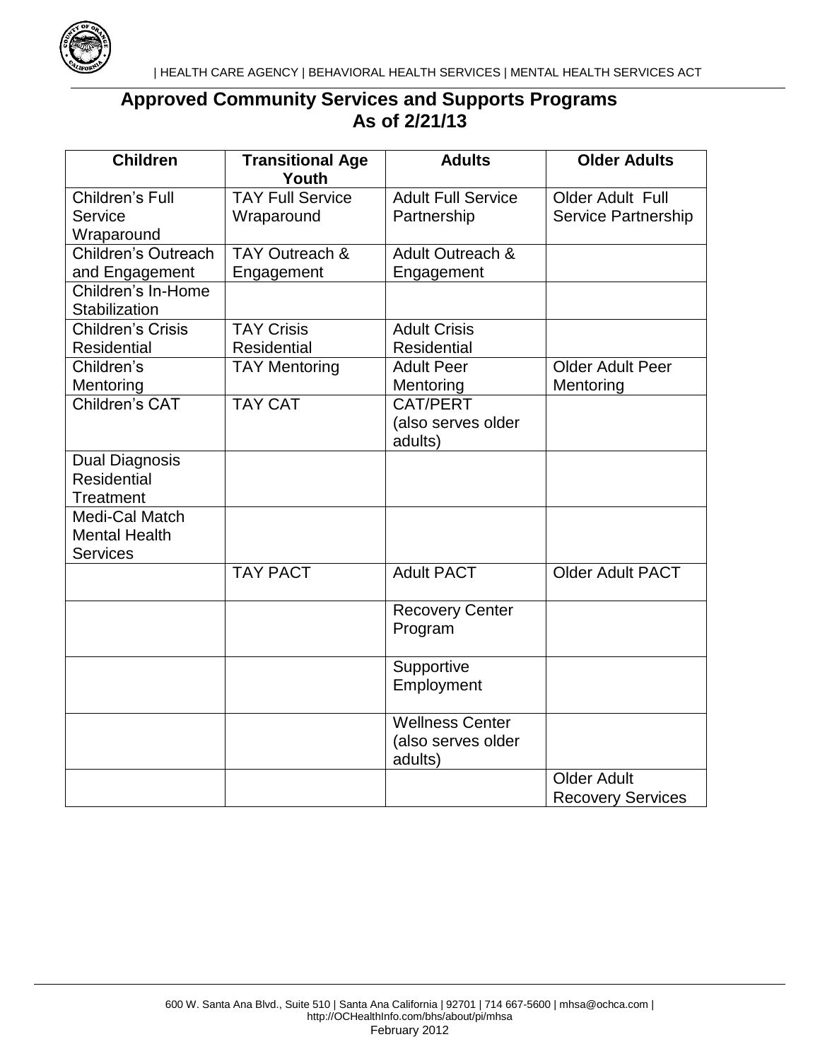## Approved Community Services and Supports Programs
## As of 2/21/13

| Children | Transitional Age Youth | Adults | Older Adults |
|---|---|---|---|
| Children's Full Service Wraparound | TAY Full Service Wraparound | Adult Full Service Partnership | Older Adult Full Service Partnership |
| Children's Outreach and Engagement | TAY Outreach & Engagement | Adult Outreach & Engagement | |
| Children's In-Home Stabilization | | | |
| Children's Crisis Residential | TAY Crisis Residential | Adult Crisis Residential | |
| Children's Mentoring | TAY Mentoring | Adult Peer Mentoring | Older Adult Peer Mentoring |
| Children's CAT | TAY CAT | CAT/PERT (also serves older adults) | |
| Dual Diagnosis Residential Treatment | | | |
| Medi-Cal Match Mental Health Services | | | |
| | TAY PACT | Adult PACT | Older Adult PACT |
| | | Recovery Center Program | |
| | | Supportive Employment | |
| | | Wellness Center (also serves older adults) | |
| | | | Older Adult Recovery Services |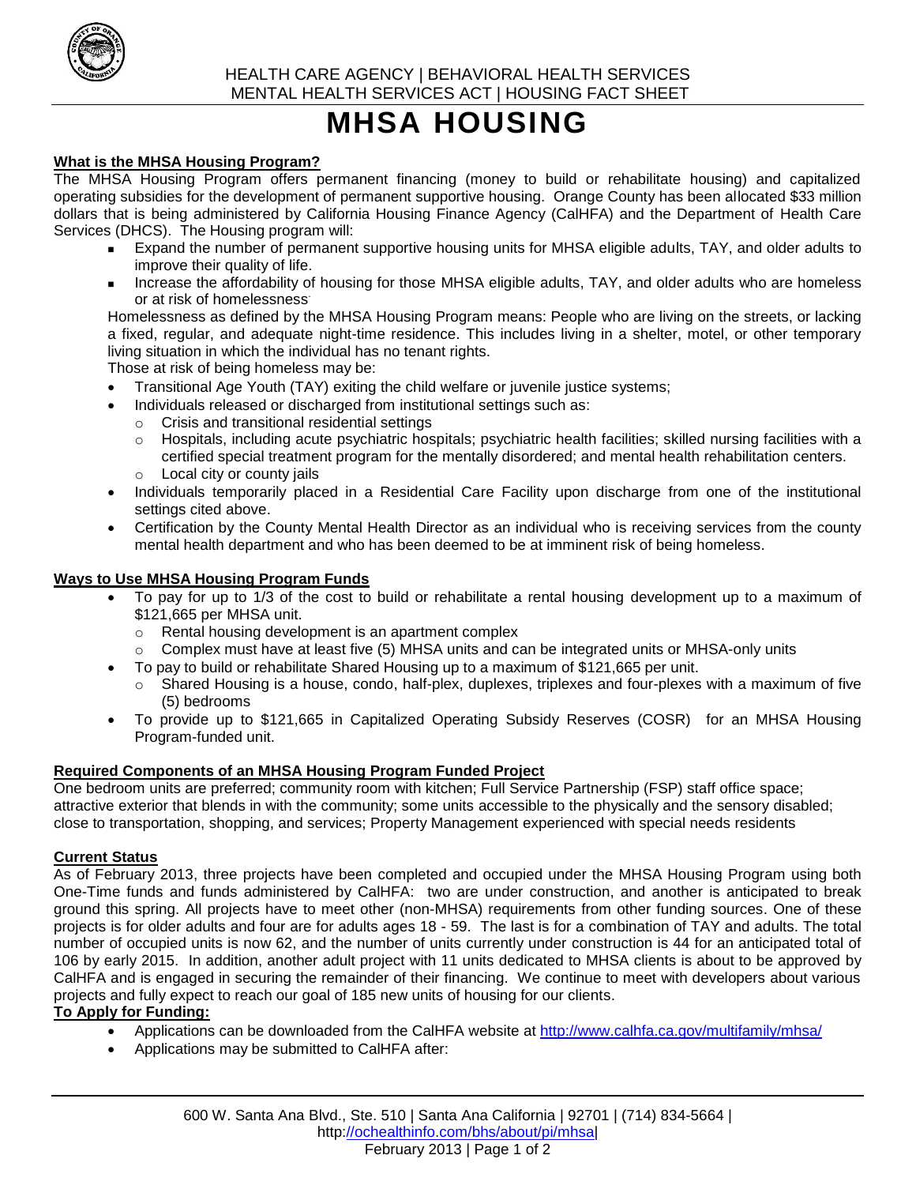HEALTH CARE AGENCY | BEHAVIORAL HEALTH SERVICES
MENTAL HEALTH SERVICES ACT | HOUSING FACT SHEET

# MHSA HOUSING

## What is the MHSA Housing Program?

The MHSA Housing Program offers permanent financing (money to build or rehabilitate housing) and capitalized operating subsidies for the development of permanent supportive housing. Orange County has been allocated $33 million dollars that is being administered by California Housing Finance Agency (CalHFA) and the Department of Health Care Services (DHCS). The Housing program will:

- Expand the number of permanent supportive housing units for MHSA eligible adults, TAY, and older adults to improve their quality of life.
- Increase the affordability of housing for those MHSA eligible adults, TAY, and older adults who are homeless or at risk of homelessness.

Homelessness as defined by the MHSA Housing Program means: People who are living on the streets, or lacking a fixed, regular, and adequate night-time residence. This includes living in a shelter, motel, or other temporary living situation in which the individual has no tenant rights.

Those at risk of being homeless may be:

- Transitional Age Youth (TAY) exiting the child welfare or juvenile justice systems;
- Individuals released or discharged from institutional settings such as:
  - Crisis and transitional residential settings
  - Hospitals, including acute psychiatric hospitals; psychiatric health facilities; skilled nursing facilities with a certified special treatment program for the mentally disordered; and mental health rehabilitation centers.
  - Local city or county jails
- Individuals temporarily placed in a Residential Care Facility upon discharge from one of the institutional settings cited above.
- Certification by the County Mental Health Director as an individual who is receiving services from the county mental health department and who has been deemed to be at imminent risk of being homeless.

## Ways to Use MHSA Housing Program Funds

- To pay for up to 1/3 of the cost to build or rehabilitate a rental housing development up to a maximum of $121,665 per MHSA unit.
  - Rental housing development is an apartment complex
  - Complex must have at least five (5) MHSA units and can be integrated units or MHSA-only units
- To pay to build or rehabilitate Shared Housing up to a maximum of $121,665 per unit.
  - Shared Housing is a house, condo, half-plex, duplexes, triplexes and four-plexes with a maximum of five (5) bedrooms
- To provide up to $121,665 in Capitalized Operating Subsidy Reserves (COSR) for an MHSA Housing Program-funded unit.

## Required Components of an MHSA Housing Program Funded Project

One bedroom units are preferred; community room with kitchen; Full Service Partnership (FSP) staff office space; attractive exterior that blends in with the community; some units accessible to the physically and the sensory disabled; close to transportation, shopping, and services; Property Management experienced with special needs residents

## Current Status

As of February 2013, three projects have been completed and occupied under the MHSA Housing Program using both One-Time funds and funds administered by CalHFA: two are under construction, and another is anticipated to break ground this spring. All projects have to meet other (non-MHSA) requirements from other funding sources. One of these projects is for older adults and four are for adults ages 18 - 59. The last is for a combination of TAY and adults. The total number of occupied units is now 62, and the number of units currently under construction is 44 for an anticipated total of 106 by early 2015. In addition, another adult project with 11 units dedicated to MHSA clients is about to be approved by CalHFA and is engaged in securing the remainder of their financing. We continue to meet with developers about various projects and fully expect to reach our goal of 185 new units of housing for our clients.

## To Apply for Funding:

- Applications can be downloaded from the CalHFA website at http://www.calhfa.ca.gov/multifamily/mhsa/
- Applications may be submitted to CalHFA after:

600 W. Santa Ana Blvd., Ste. 510 | Santa Ana California | 92701 | (714) 834-5664 | http://ochealthinfo.com/bhs/about/pi/mhsa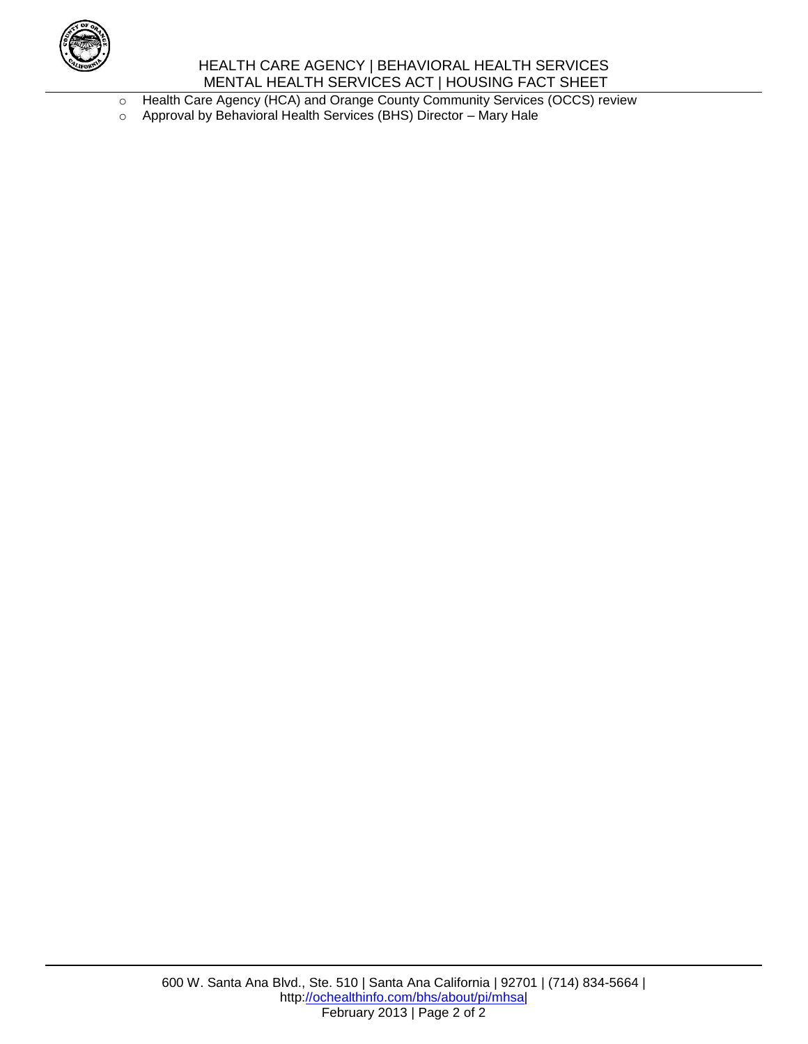- Health Care Agency (HCA) and Orange County Community Services (OCCS) review
- Approval by Behavioral Health Services (BHS) Director – Mary Hale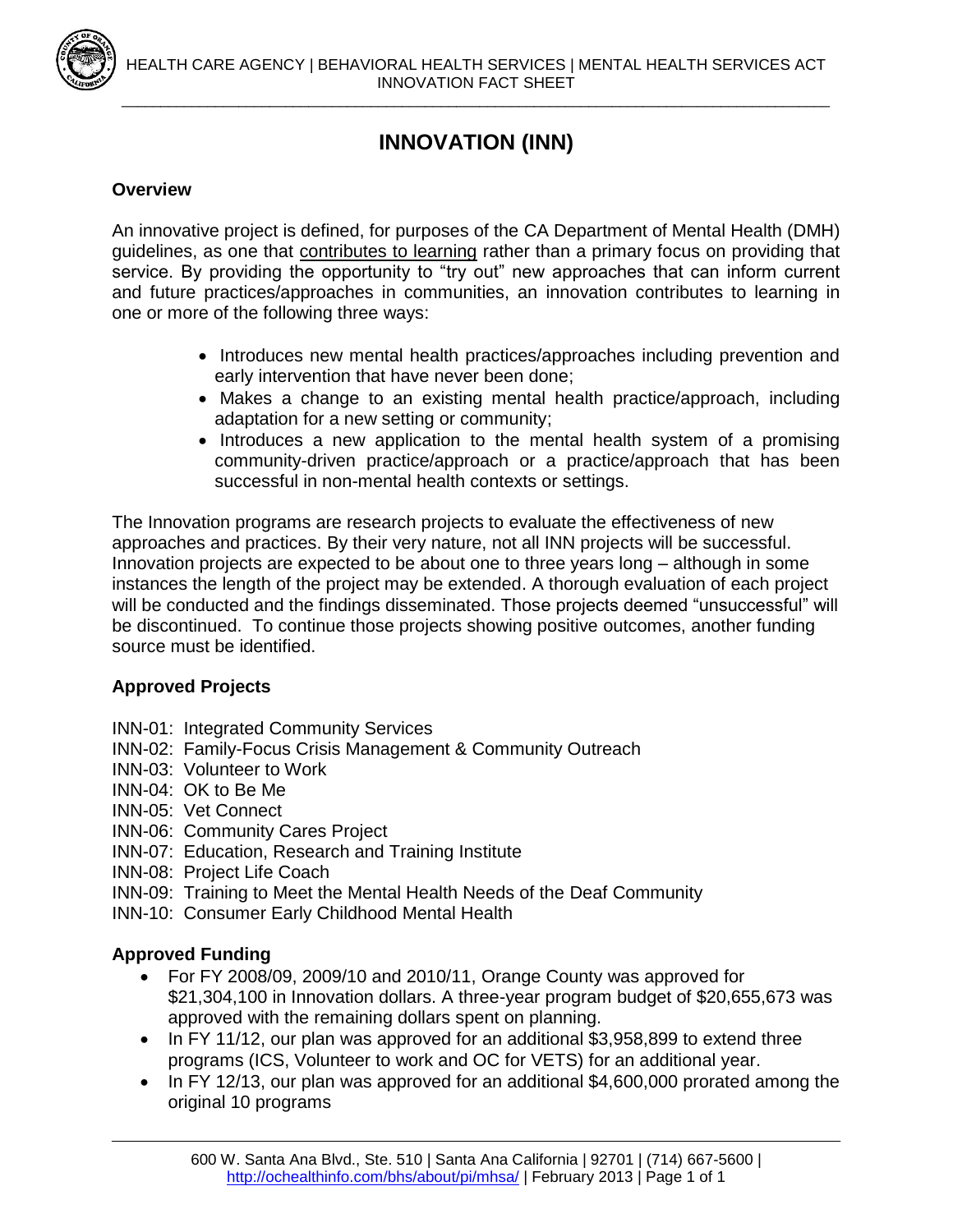# INNOVATION (INN)

### Overview

An innovative project is defined, for purposes of the CA Department of Mental Health (DMH) guidelines, as one that contributes to learning rather than a primary focus on providing that service. By providing the opportunity to "try out" new approaches that can inform current and future practices/approaches in communities, an innovation contributes to learning in one or more of the following three ways:

- Introduces new mental health practices/approaches including prevention and early intervention that have never been done;
- Makes a change to an existing mental health practice/approach, including adaptation for a new setting or community;
- Introduces a new application to the mental health system of a promising community-driven practice/approach or a practice/approach that has been successful in non-mental health contexts or settings.

The Innovation programs are research projects to evaluate the effectiveness of new approaches and practices. By their very nature, not all INN projects will be successful. Innovation projects are expected to be about one to three years long – although in some instances the length of the project may be extended. A thorough evaluation of each project will be conducted and the findings disseminated. Those projects deemed "unsuccessful" will be discontinued. To continue those projects showing positive outcomes, another funding source must be identified.

### Approved Projects

INN-01: Integrated Community Services
INN-02: Family-Focus Crisis Management & Community Outreach
INN-03: Volunteer to Work
INN-04: OK to Be Me
INN-05: Vet Connect
INN-06: Community Cares Project
INN-07: Education, Research and Training Institute
INN-08: Project Life Coach
INN-09: Training to Meet the Mental Health Needs of the Deaf Community
INN-10: Consumer Early Childhood Mental Health

### Approved Funding

- For FY 2008/09, 2009/10 and 2010/11, Orange County was approved for $21,304,100 in Innovation dollars. A three-year program budget of $20,655,673 was approved with the remaining dollars spent on planning.
- In FY 11/12, our plan was approved for an additional $3,958,899 to extend three programs (ICS, Volunteer to work and OC for VETS) for an additional year.
- In FY 12/13, our plan was approved for an additional $4,600,000 prorated among the original 10 programs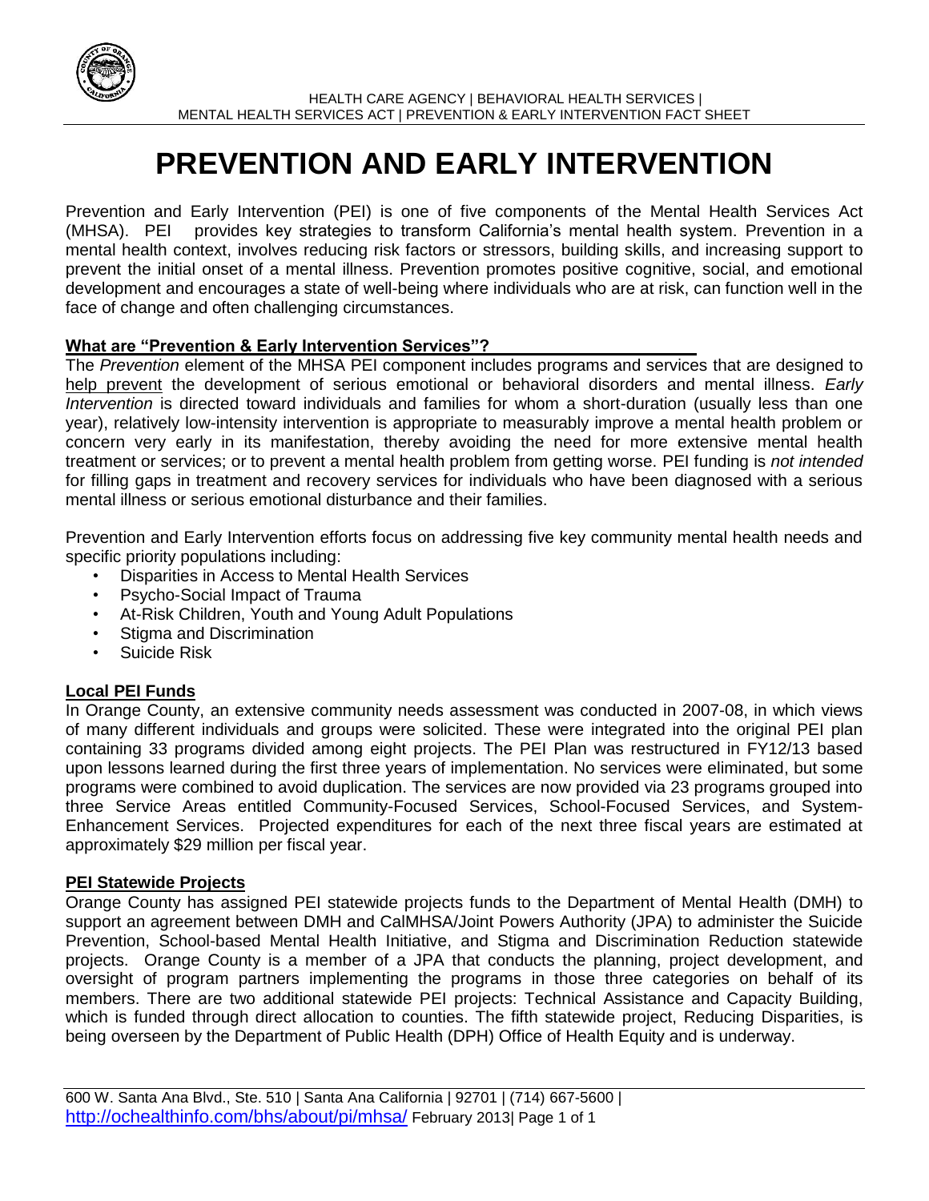# PREVENTION AND EARLY INTERVENTION

Prevention and Early Intervention (PEI) is one of five components of the Mental Health Services Act (MHSA). PEI provides key strategies to transform California's mental health system. Prevention in a mental health context, involves reducing risk factors or stressors, building skills, and increasing support to prevent the initial onset of a mental illness. Prevention promotes positive cognitive, social, and emotional development and encourages a state of well-being where individuals who are at risk, can function well in the face of change and often challenging circumstances.

## What are "Prevention & Early Intervention Services"?

The *Prevention* element of the MHSA PEI component includes programs and services that are designed to help prevent the development of serious emotional or behavioral disorders and mental illness. *Early Intervention* is directed toward individuals and families for whom a short-duration (usually less than one year), relatively low-intensity intervention is appropriate to measurably improve a mental health problem or concern very early in its manifestation, thereby avoiding the need for more extensive mental health treatment or services; or to prevent a mental health problem from getting worse. PEI funding is *not intended* for filling gaps in treatment and recovery services for individuals who have been diagnosed with a serious mental illness or serious emotional disturbance and their families.

Prevention and Early Intervention efforts focus on addressing five key community mental health needs and specific priority populations including:

- Disparities in Access to Mental Health Services
- Psycho-Social Impact of Trauma
- At-Risk Children, Youth and Young Adult Populations
- Stigma and Discrimination
- Suicide Risk

## Local PEI Funds

In Orange County, an extensive community needs assessment was conducted in 2007-08, in which views of many different individuals and groups were solicited. These were integrated into the original PEI plan containing 33 programs divided among eight projects. The PEI Plan was restructured in FY12/13 based upon lessons learned during the first three years of implementation. No services were eliminated, but some programs were combined to avoid duplication. The services are now provided via 23 programs grouped into three Service Areas entitled Community-Focused Services, School-Focused Services, and System-Enhancement Services. Projected expenditures for each of the next three fiscal years are estimated at approximately $29 million per fiscal year.

## PEI Statewide Projects

Orange County has assigned PEI statewide projects funds to the Department of Mental Health (DMH) to support an agreement between DMH and CalMHSA/Joint Powers Authority (JPA) to administer the Suicide Prevention, School-based Mental Health Initiative, and Stigma and Discrimination Reduction statewide projects. Orange County is a member of a JPA that conducts the planning, project development, and oversight of program partners implementing the programs in those three categories on behalf of its members. There are two additional statewide PEI projects: Technical Assistance and Capacity Building, which is funded through direct allocation to counties. The fifth statewide project, Reducing Disparities, is being overseen by the Department of Public Health (DPH) Office of Health Equity and is underway.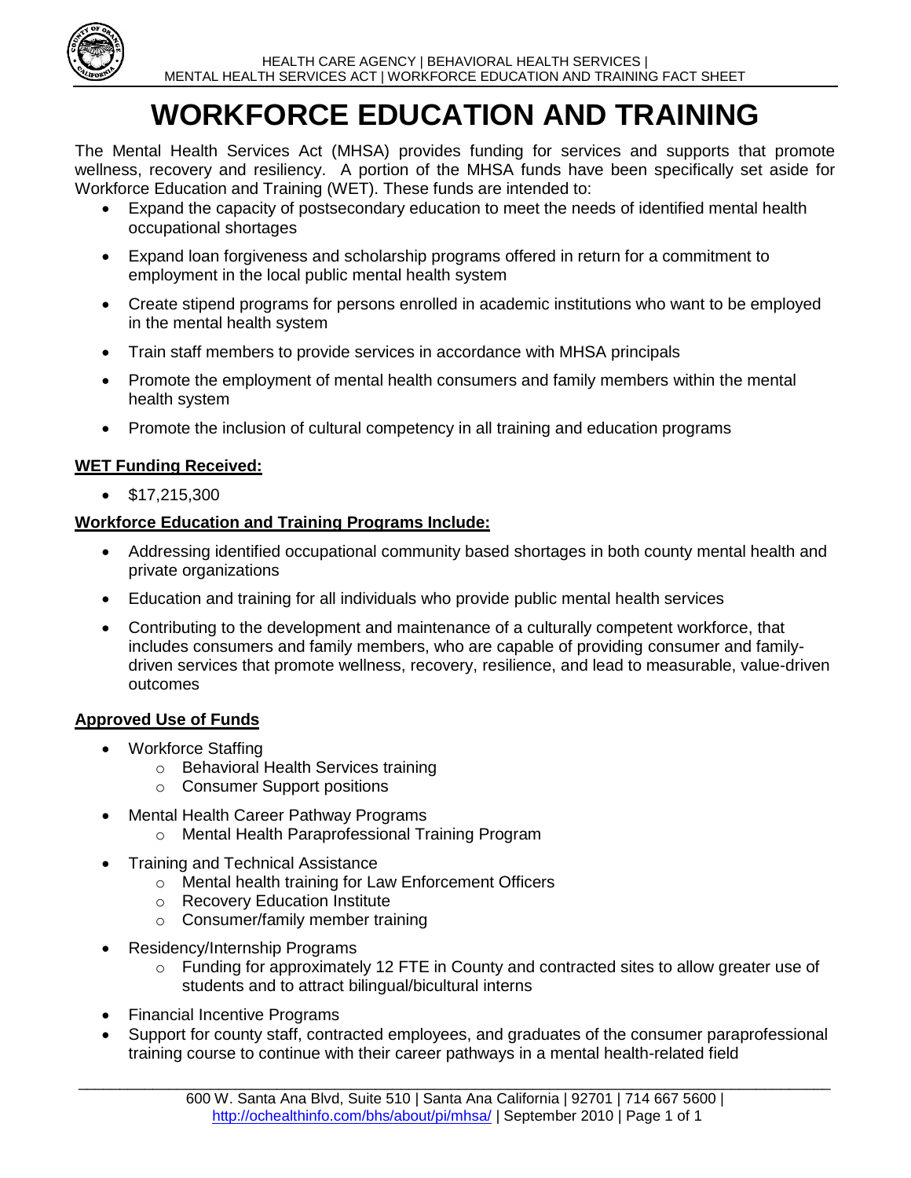# WORKFORCE EDUCATION AND TRAINING

The Mental Health Services Act (MHSA) provides funding for services and supports that promote wellness, recovery and resiliency. A portion of the MHSA funds have been specifically set aside for Workforce Education and Training (WET). These funds are intended to:

- Expand the capacity of postsecondary education to meet the needs of identified mental health occupational shortages
- Expand loan forgiveness and scholarship programs offered in return for a commitment to employment in the local public mental health system
- Create stipend programs for persons enrolled in academic institutions who want to be employed in the mental health system
- Train staff members to provide services in accordance with MHSA principals
- Promote the employment of mental health consumers and family members within the mental health system
- Promote the inclusion of cultural competency in all training and education programs

## WET Funding Received:

- $17,215,300

## Workforce Education and Training Programs Include:

- Addressing identified occupational community based shortages in both county mental health and private organizations
- Education and training for all individuals who provide public mental health services
- Contributing to the development and maintenance of a culturally competent workforce, that includes consumers and family members, who are capable of providing consumer and family-driven services that promote wellness, recovery, resilience, and lead to measurable, value-driven outcomes

## Approved Use of Funds

- Workforce Staffing
  - Behavioral Health Services training
  - Consumer Support positions
- Mental Health Career Pathway Programs
  - Mental Health Paraprofessional Training Program
- Training and Technical Assistance
  - Mental health training for Law Enforcement Officers
  - Recovery Education Institute
  - Consumer/family member training
- Residency/Internship Programs
  - Funding for approximately 12 FTE in County and contracted sites to allow greater use of students and to attract bilingual/bicultural interns
- Financial Incentive Programs
- Support for county staff, contracted employees, and graduates of the consumer paraprofessional training course to continue with their career pathways in a mental health-related field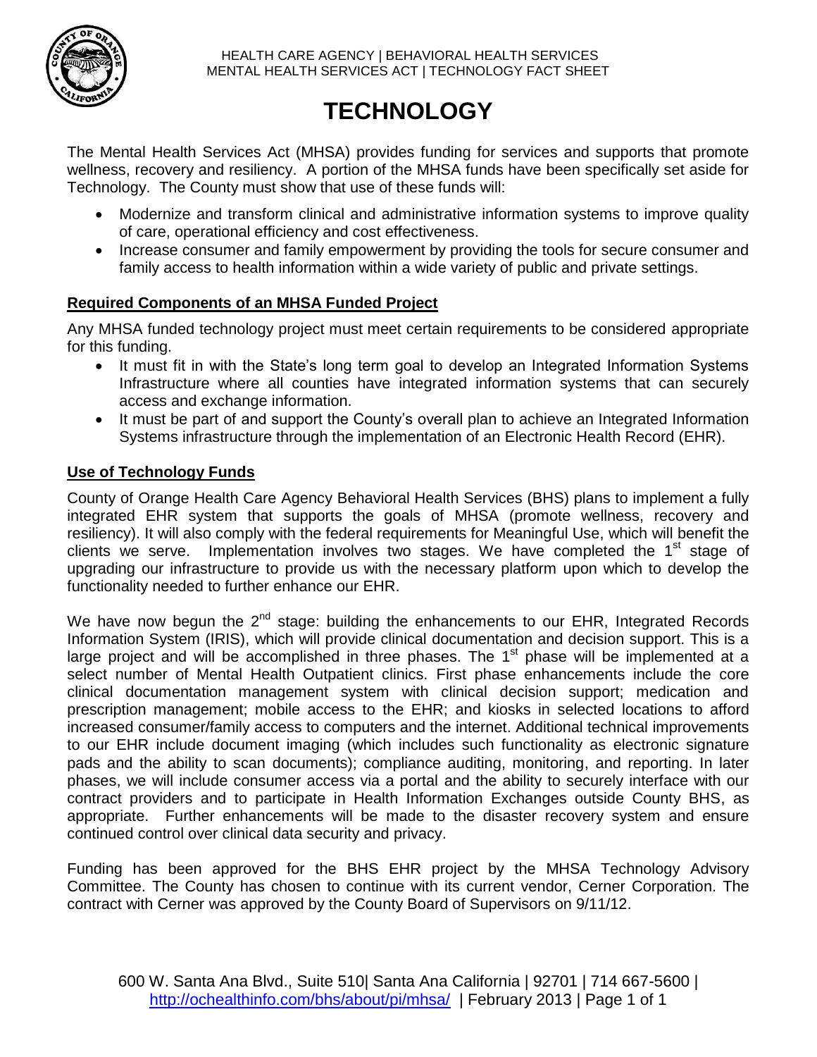# TECHNOLOGY

The Mental Health Services Act (MHSA) provides funding for services and supports that promote wellness, recovery and resiliency. A portion of the MHSA funds have been specifically set aside for Technology. The County must show that use of these funds will:

- Modernize and transform clinical and administrative information systems to improve quality of care, operational efficiency and cost effectiveness.
- Increase consumer and family empowerment by providing the tools for secure consumer and family access to health information within a wide variety of public and private settings.

## Required Components of an MHSA Funded Project

Any MHSA funded technology project must meet certain requirements to be considered appropriate for this funding.

- It must fit in with the State's long term goal to develop an Integrated Information Systems Infrastructure where all counties have integrated information systems that can securely access and exchange information.
- It must be part of and support the County's overall plan to achieve an Integrated Information Systems infrastructure through the implementation of an Electronic Health Record (EHR).

## Use of Technology Funds

County of Orange Health Care Agency Behavioral Health Services (BHS) plans to implement a fully integrated EHR system that supports the goals of MHSA (promote wellness, recovery and resiliency). It will also comply with the federal requirements for Meaningful Use, which will benefit the clients we serve. Implementation involves two stages. We have completed the 1st stage of upgrading our infrastructure to provide us with the necessary platform upon which to develop the functionality needed to further enhance our EHR.

We have now begun the 2nd stage: building the enhancements to our EHR, Integrated Records Information System (IRIS), which will provide clinical documentation and decision support. This is a large project and will be accomplished in three phases. The 1st phase will be implemented at a select number of Mental Health Outpatient clinics. First phase enhancements include the core clinical documentation management system with clinical decision support; medication and prescription management; mobile access to the EHR; and kiosks in selected locations to afford increased consumer/family access to computers and the internet. Additional technical improvements to our EHR include document imaging (which includes such functionality as electronic signature pads and the ability to scan documents); compliance auditing, monitoring, and reporting. In later phases, we will include consumer access via a portal and the ability to securely interface with our contract providers and to participate in Health Information Exchanges outside County BHS, as appropriate. Further enhancements will be made to the disaster recovery system and ensure continued control over clinical data security and privacy.

Funding has been approved for the BHS EHR project by the MHSA Technology Advisory Committee. The County has chosen to continue with its current vendor, Cerner Corporation. The contract with Cerner was approved by the County Board of Supervisors on 9/11/12.